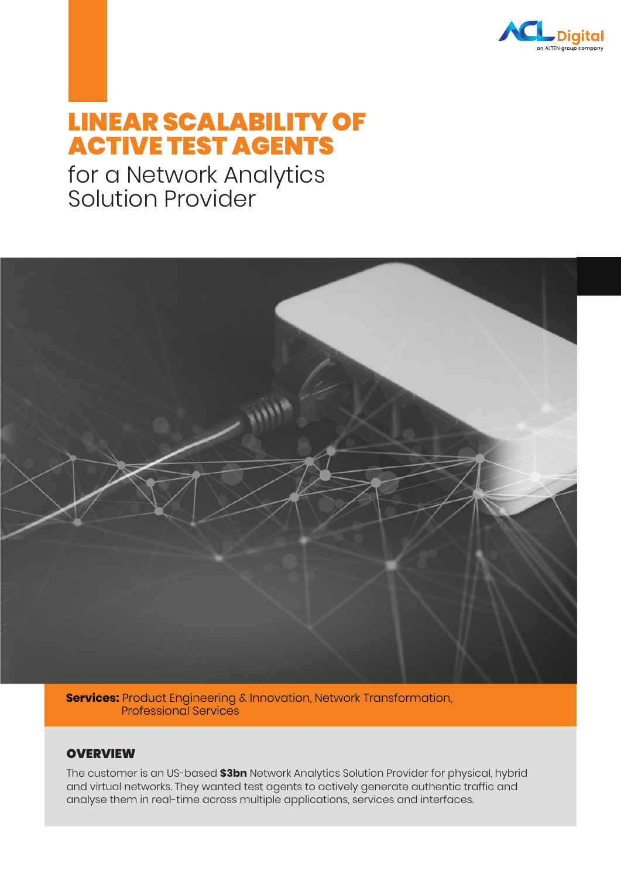# LINEAR SCALABILITY OF ACTIVE TEST AGENTS

for a Network Analytics Solution Provider

**Services:** Product Engineering & Innovation, Network Transformation, Professional Services

## OVERVIEW

The customer is an US-based **$3bn** Network Analytics Solution Provider for physical, hybrid and virtual networks. They wanted test agents to actively generate authentic traffic and analyse them in real-time across multiple applications, services and interfaces.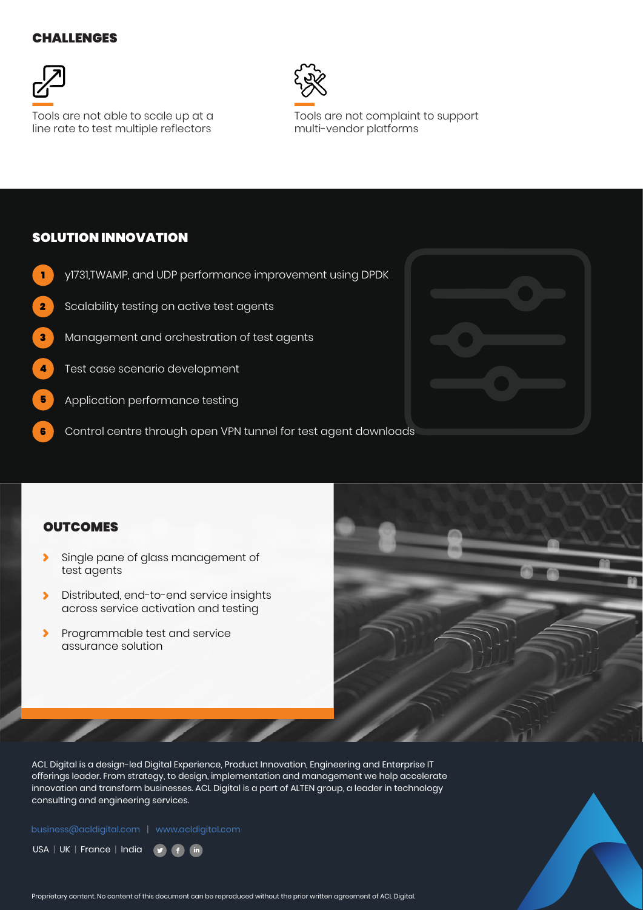## CHALLENGES

- Tools are not able to scale up at a line rate to test multiple reflectors
- Tools are not complaint to support multi-vendor platforms

## SOLUTION INNOVATION

1. y1731,TWAMP, and UDP performance improvement using DPDK
2. Scalability testing on active test agents
3. Management and orchestration of test agents
4. Test case scenario development
5. Application performance testing
6. Control centre through open VPN tunnel for test agent downloads

## OUTCOMES

- Single pane of glass management of test agents
- Distributed, end-to-end service insights across service activation and testing
- Programmable test and service assurance solution

ACL Digital is a design-led Digital Experience, Product Innovation, Engineering and Enterprise IT offerings leader. From strategy, to design, implementation and management we help accelerate innovation and transform businesses. ACL Digital is a part of ALTEN group, a leader in technology consulting and engineering services.

business@acldigital.com | www.acldigital.com

USA | UK | France | India

Proprietary content. No content of this document can be reproduced without the prior written agreement of ACL Digital.